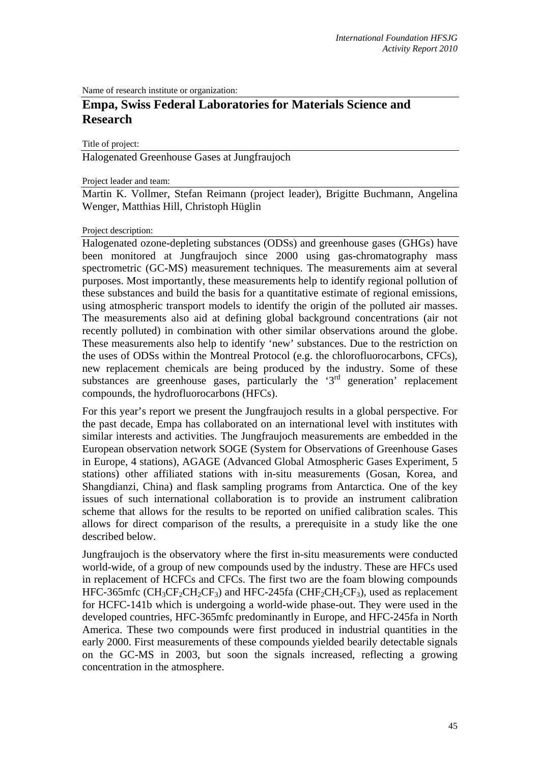Name of research institute or organization:

## Empa, Swiss Federal Laboratories for Materials Science and Research

Title of project:

Halogenated Greenhouse Gases at Jungfraujoch

Project leader and team:

Martin K. Vollmer, Stefan Reimann (project leader), Brigitte Buchmann, Angelina Wenger, Matthias Hill, Christoph Hüglin

Project description:

Halogenated ozone-depleting substances (ODSs) and greenhouse gases (GHGs) have been monitored at Jungfraujoch since 2000 using gas-chromatography mass spectrometric (GC-MS) measurement techniques. The measurements aim at several purposes. Most importantly, these measurements help to identify regional pollution of these substances and build the basis for a quantitative estimate of regional emissions, using atmospheric transport models to identify the origin of the polluted air masses. The measurements also aid at defining global background concentrations (air not recently polluted) in combination with other similar observations around the globe. These measurements also help to identify 'new' substances. Due to the restriction on the uses of ODSs within the Montreal Protocol (e.g. the chlorofluorocarbons, CFCs), new replacement chemicals are being produced by the industry. Some of these substances are greenhouse gases, particularly the '3rd generation' replacement compounds, the hydrofluorocarbons (HFCs).

For this year's report we present the Jungfraujoch results in a global perspective. For the past decade, Empa has collaborated on an international level with institutes with similar interests and activities. The Jungfraujoch measurements are embedded in the European observation network SOGE (System for Observations of Greenhouse Gases in Europe, 4 stations), AGAGE (Advanced Global Atmospheric Gases Experiment, 5 stations) other affiliated stations with in-situ measurements (Gosan, Korea, and Shangdianzi, China) and flask sampling programs from Antarctica. One of the key issues of such international collaboration is to provide an instrument calibration scheme that allows for the results to be reported on unified calibration scales. This allows for direct comparison of the results, a prerequisite in a study like the one described below.

Jungfraujoch is the observatory where the first in-situ measurements were conducted world-wide, of a group of new compounds used by the industry. These are HFCs used in replacement of HCFCs and CFCs. The first two are the foam blowing compounds HFC-365mfc ($CH_3CF_2CH_2CF_3$) and HFC-245fa ($CHF_2CH_2CF_3$), used as replacement for HCFC-141b which is undergoing a world-wide phase-out. They were used in the developed countries, HFC-365mfc predominantly in Europe, and HFC-245fa in North America. These two compounds were first produced in industrial quantities in the early 2000. First measurements of these compounds yielded bearily detectable signals on the GC-MS in 2003, but soon the signals increased, reflecting a growing concentration in the atmosphere.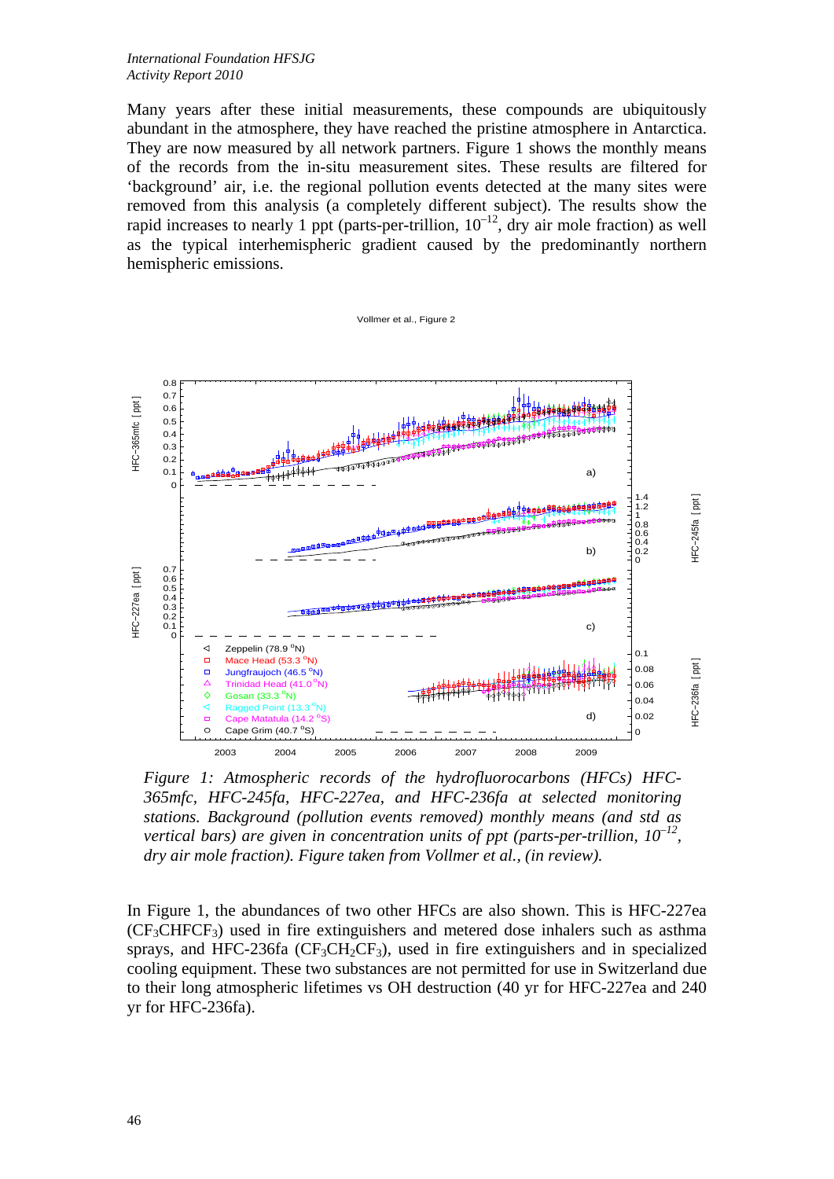Many years after these initial measurements, these compounds are ubiquitously abundant in the atmosphere, they have reached the pristine atmosphere in Antarctica. They are now measured by all network partners. Figure 1 shows the monthly means of the records from the in-situ measurement sites. These results are filtered for 'background' air, i.e. the regional pollution events detected at the many sites were removed from this analysis (a completely different subject). The results show the rapid increases to nearly 1 ppt (parts-per-trillion, $10^{-12}$, dry air mole fraction) as well as the typical interhemispheric gradient caused by the predominantly northern hemispheric emissions.

*Figure 1: Atmospheric records of the hydrofluorocarbons (HFCs) HFC-365mfc, HFC-245fa, HFC-227ea, and HFC-236fa at selected monitoring stations. Background (pollution events removed) monthly means (and std as vertical bars) are given in concentration units of ppt (parts-per-trillion, $10^{-12}$, dry air mole fraction). Figure taken from Vollmer et al., (in review).*

In Figure 1, the abundances of two other HFCs are also shown. This is HFC-227ea ($CF_3CHFCF_3$) used in fire extinguishers and metered dose inhalers such as asthma sprays, and HFC-236fa ($CF_3CH_2CF_3$), used in fire extinguishers and in specialized cooling equipment. These two substances are not permitted for use in Switzerland due to their long atmospheric lifetimes vs OH destruction (40 yr for HFC-227ea and 240 yr for HFC-236fa).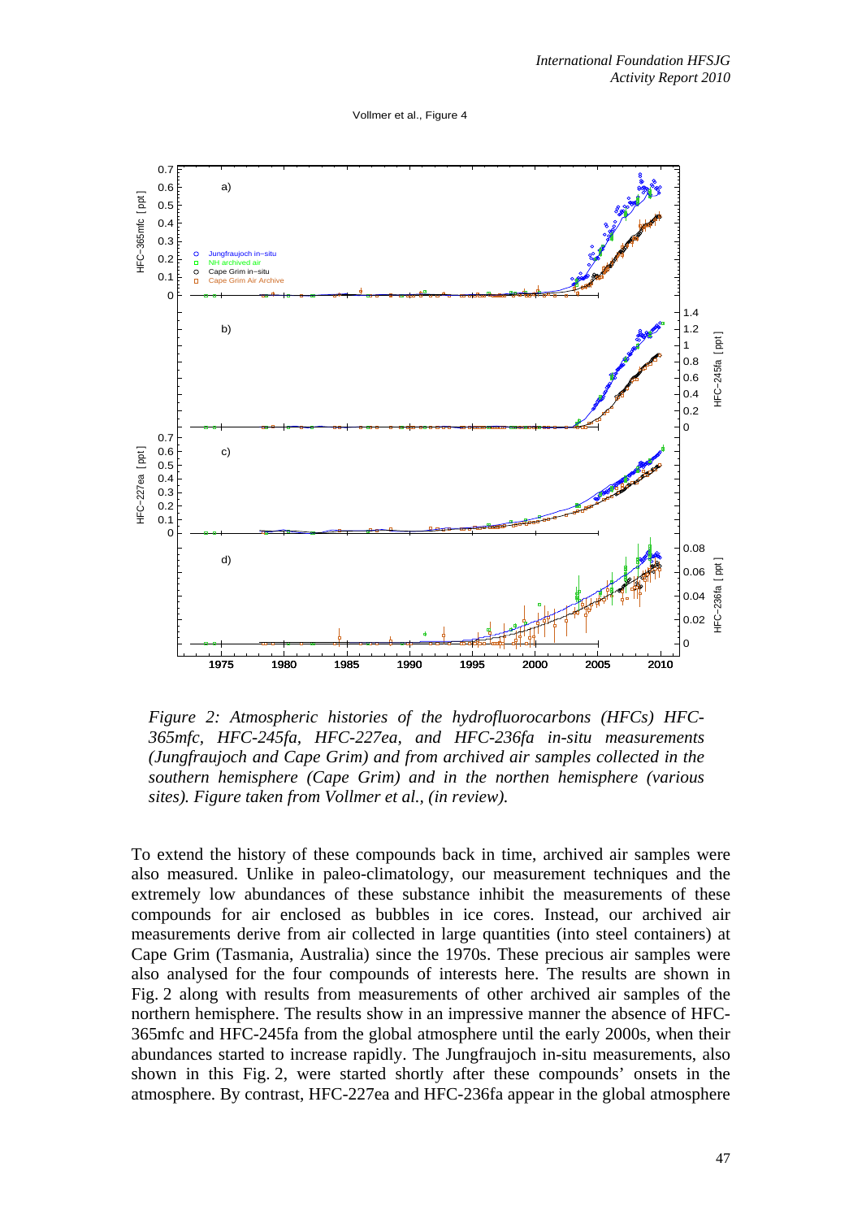Figure 2: *Atmospheric histories of the hydrofluorocarbons (HFCs) HFC-365mfc, HFC-245fa, HFC-227ea, and HFC-236fa in-situ measurements (Jungfraujoch and Cape Grim) and from archived air samples collected in the southern hemisphere (Cape Grim) and in the northen hemisphere (various sites). Figure taken from Vollmer et al., (in review).*

To extend the history of these compounds back in time, archived air samples were also measured. Unlike in paleo-climatology, our measurement techniques and the extremely low abundances of these substance inhibit the measurements of these compounds for air enclosed as bubbles in ice cores. Instead, our archived air measurements derive from air collected in large quantities (into steel containers) at Cape Grim (Tasmania, Australia) since the 1970s. These precious air samples were also analysed for the four compounds of interests here. The results are shown in Fig. 2 along with results from measurements of other archived air samples of the northern hemisphere. The results show in an impressive manner the absence of HFC-365mfc and HFC-245fa from the global atmosphere until the early 2000s, when their abundances started to increase rapidly. The Jungfraujoch in-situ measurements, also shown in this Fig. 2, were started shortly after these compounds' onsets in the atmosphere. By contrast, HFC-227ea and HFC-236fa appear in the global atmosphere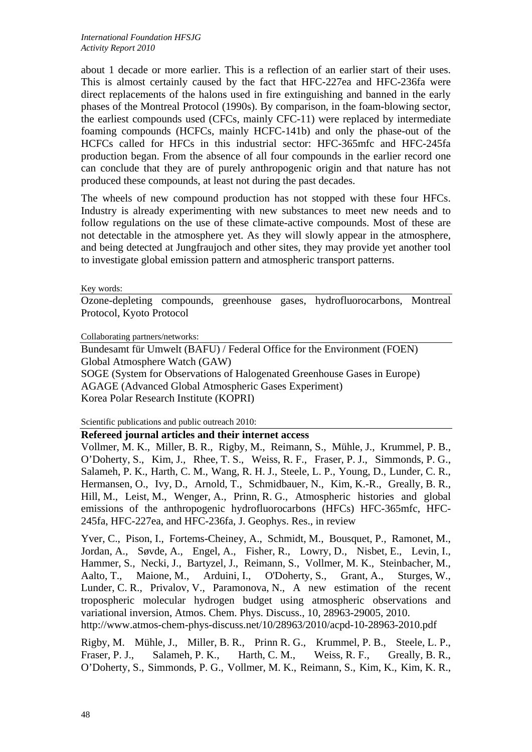about 1 decade or more earlier. This is a reflection of an earlier start of their uses. This is almost certainly caused by the fact that HFC-227ea and HFC-236fa were direct replacements of the halons used in fire extinguishing and banned in the early phases of the Montreal Protocol (1990s). By comparison, in the foam-blowing sector, the earliest compounds used (CFCs, mainly CFC-11) were replaced by intermediate foaming compounds (HCFCs, mainly HCFC-141b) and only the phase-out of the HCFCs called for HFCs in this industrial sector: HFC-365mfc and HFC-245fa production began. From the absence of all four compounds in the earlier record one can conclude that they are of purely anthropogenic origin and that nature has not produced these compounds, at least not during the past decades.

The wheels of new compound production has not stopped with these four HFCs. Industry is already experimenting with new substances to meet new needs and to follow regulations on the use of these climate-active compounds. Most of these are not detectable in the atmosphere yet. As they will slowly appear in the atmosphere, and being detected at Jungfraujoch and other sites, they may provide yet another tool to investigate global emission pattern and atmospheric transport patterns.

Key words:

Ozone-depleting compounds, greenhouse gases, hydrofluorocarbons, Montreal Protocol, Kyoto Protocol

Collaborating partners/networks:

Bundesamt für Umwelt (BAFU) / Federal Office for the Environment (FOEN)
Global Atmosphere Watch (GAW)
SOGE (System for Observations of Halogenated Greenhouse Gases in Europe)
AGAGE (Advanced Global Atmospheric Gases Experiment)
Korea Polar Research Institute (KOPRI)

Scientific publications and public outreach 2010:

**Refereed journal articles and their internet access**

Vollmer, M. K., Miller, B. R., Rigby, M., Reimann, S., Mühle, J., Krummel, P. B., O'Doherty, S., Kim, J., Rhee, T. S., Weiss, R. F., Fraser, P. J., Simmonds, P. G., Salameh, P. K., Harth, C. M., Wang, R. H. J., Steele, L. P., Young, D., Lunder, C. R., Hermansen, O., Ivy, D., Arnold, T., Schmidbauer, N., Kim, K.-R., Greally, B. R., Hill, M., Leist, M., Wenger, A., Prinn, R. G., Atmospheric histories and global emissions of the anthropogenic hydrofluorocarbons (HFCs) HFC-365mfc, HFC-245fa, HFC-227ea, and HFC-236fa, J. Geophys. Res., in review

Yver, C., Pison, I., Fortems-Cheiney, A., Schmidt, M., Bousquet, P., Ramonet, M., Jordan, A., Søvde, A., Engel, A., Fisher, R., Lowry, D., Nisbet, E., Levin, I., Hammer, S., Necki, J., Bartyzel, J., Reimann, S., Vollmer, M. K., Steinbacher, M., Aalto, T., Maione, M., Arduini, I., O'Doherty, S., Grant, A., Sturges, W., Lunder, C. R., Privalov, V., Paramonova, N., A new estimation of the recent tropospheric molecular hydrogen budget using atmospheric observations and variational inversion, Atmos. Chem. Phys. Discuss., 10, 28963-29005, 2010. http://www.atmos-chem-phys-discuss.net/10/28963/2010/acpd-10-28963-2010.pdf

Rigby, M. Mühle, J., Miller, B. R., Prinn R. G., Krummel, P. B., Steele, L. P., Fraser, P. J., Salameh, P. K., Harth, C. M., Weiss, R. F., Greally, B. R., O'Doherty, S., Simmonds, P. G., Vollmer, M. K., Reimann, S., Kim, K., Kim, K. R.,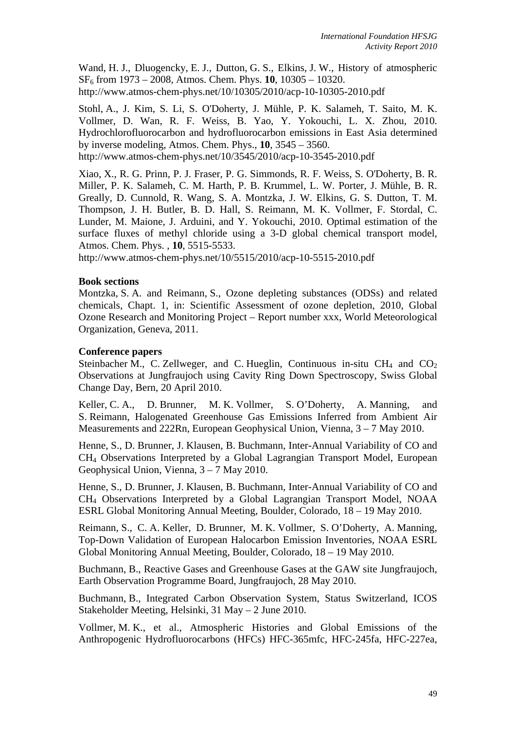Wand, H. J., Dluogencky, E. J., Dutton, G. S., Elkins, J. W., History of atmospheric $SF_6$ from 1973 – 2008, Atmos. Chem. Phys. **10**, 10305 – 10320.
http://www.atmos-chem-phys.net/10/10305/2010/acp-10-10305-2010.pdf

Stohl, A., J. Kim, S. Li, S. O'Doherty, J. Mühle, P. K. Salameh, T. Saito, M. K. Vollmer, D. Wan, R. F. Weiss, B. Yao, Y. Yokouchi, L. X. Zhou, 2010. Hydrochlorofluorocarbon and hydrofluorocarbon emissions in East Asia determined by inverse modeling, Atmos. Chem. Phys., **10**, 3545 – 3560.
http://www.atmos-chem-phys.net/10/3545/2010/acp-10-3545-2010.pdf

Xiao, X., R. G. Prinn, P. J. Fraser, P. G. Simmonds, R. F. Weiss, S. O'Doherty, B. R. Miller, P. K. Salameh, C. M. Harth, P. B. Krummel, L. W. Porter, J. Mühle, B. R. Greally, D. Cunnold, R. Wang, S. A. Montzka, J. W. Elkins, G. S. Dutton, T. M. Thompson, J. H. Butler, B. D. Hall, S. Reimann, M. K. Vollmer, F. Stordal, C. Lunder, M. Maione, J. Arduini, and Y. Yokouchi, 2010. Optimal estimation of the surface fluxes of methyl chloride using a 3-D global chemical transport model, Atmos. Chem. Phys. , **10**, 5515-5533.
http://www.atmos-chem-phys.net/10/5515/2010/acp-10-5515-2010.pdf

**Book sections**

Montzka, S. A. and Reimann, S., Ozone depleting substances (ODSs) and related chemicals, Chapt. 1, in: Scientific Assessment of ozone depletion, 2010, Global Ozone Research and Monitoring Project – Report number xxx, World Meteorological Organization, Geneva, 2011.

**Conference papers**

Steinbacher M., C. Zellweger, and C. Hueglin, Continuous in-situ $CH_4$ and $CO_2$ Observations at Jungfraujoch using Cavity Ring Down Spectroscopy, Swiss Global Change Day, Bern, 20 April 2010.

Keller, C. A., D. Brunner, M. K. Vollmer, S. O'Doherty, A. Manning, and S. Reimann, Halogenated Greenhouse Gas Emissions Inferred from Ambient Air Measurements and 222Rn, European Geophysical Union, Vienna, 3 – 7 May 2010.

Henne, S., D. Brunner, J. Klausen, B. Buchmann, Inter-Annual Variability of CO and $CH_4$ Observations Interpreted by a Global Lagrangian Transport Model, European Geophysical Union, Vienna, 3 – 7 May 2010.

Henne, S., D. Brunner, J. Klausen, B. Buchmann, Inter-Annual Variability of CO and $CH_4$ Observations Interpreted by a Global Lagrangian Transport Model, NOAA ESRL Global Monitoring Annual Meeting, Boulder, Colorado, 18 – 19 May 2010.

Reimann, S., C. A. Keller, D. Brunner, M. K. Vollmer, S. O'Doherty, A. Manning, Top-Down Validation of European Halocarbon Emission Inventories, NOAA ESRL Global Monitoring Annual Meeting, Boulder, Colorado, 18 – 19 May 2010.

Buchmann, B., Reactive Gases and Greenhouse Gases at the GAW site Jungfraujoch, Earth Observation Programme Board, Jungfraujoch, 28 May 2010.

Buchmann, B., Integrated Carbon Observation System, Status Switzerland, ICOS Stakeholder Meeting, Helsinki, 31 May – 2 June 2010.

Vollmer, M. K., et al., Atmospheric Histories and Global Emissions of the Anthropogenic Hydrofluorocarbons (HFCs) HFC-365mfc, HFC-245fa, HFC-227ea,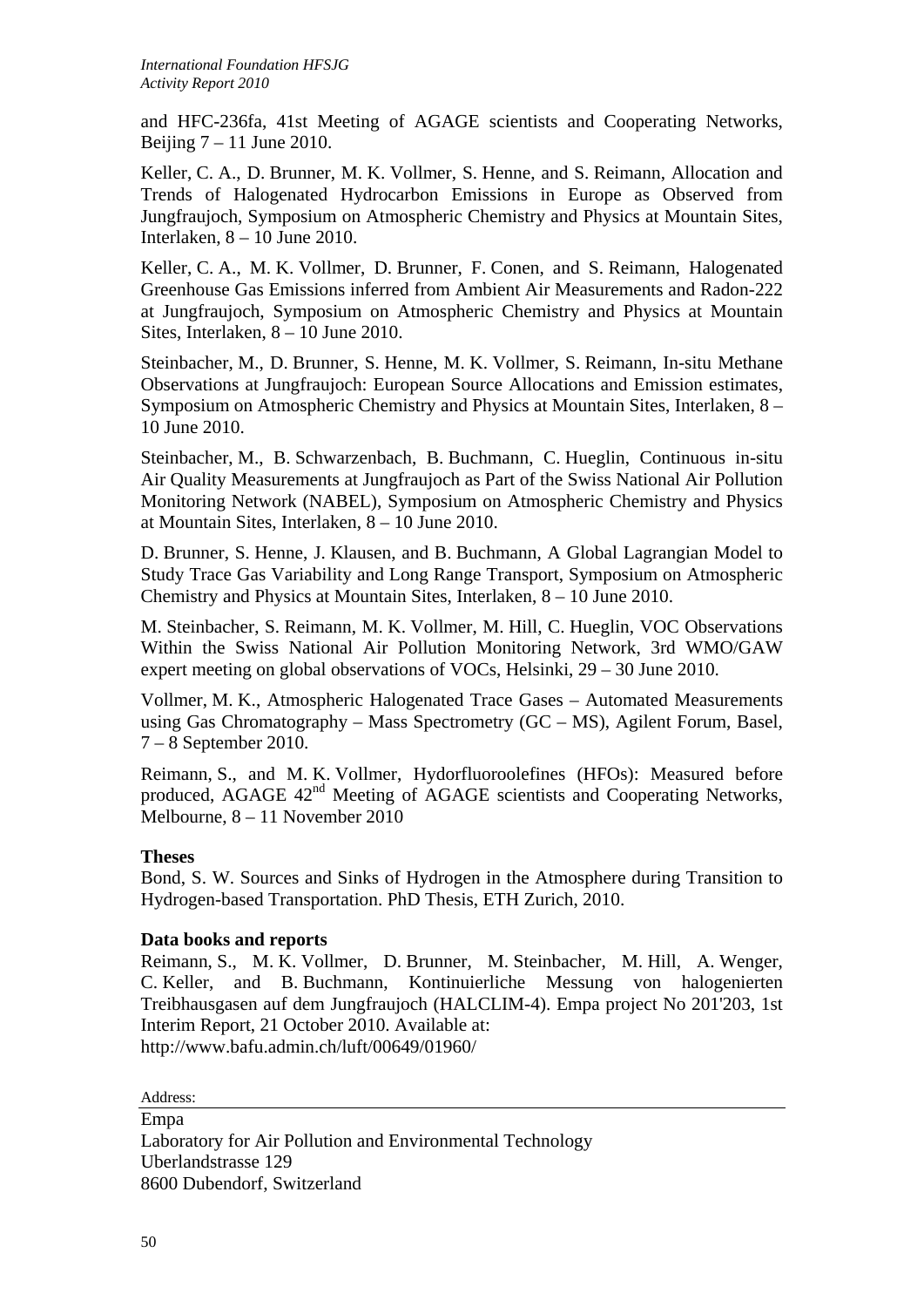and HFC-236fa, 41st Meeting of AGAGE scientists and Cooperating Networks, Beijing 7 – 11 June 2010.

Keller, C. A., D. Brunner, M. K. Vollmer, S. Henne, and S. Reimann, Allocation and Trends of Halogenated Hydrocarbon Emissions in Europe as Observed from Jungfraujoch, Symposium on Atmospheric Chemistry and Physics at Mountain Sites, Interlaken, 8 – 10 June 2010.

Keller, C. A., M. K. Vollmer, D. Brunner, F. Conen, and S. Reimann, Halogenated Greenhouse Gas Emissions inferred from Ambient Air Measurements and Radon-222 at Jungfraujoch, Symposium on Atmospheric Chemistry and Physics at Mountain Sites, Interlaken, 8 – 10 June 2010.

Steinbacher, M., D. Brunner, S. Henne, M. K. Vollmer, S. Reimann, In-situ Methane Observations at Jungfraujoch: European Source Allocations and Emission estimates, Symposium on Atmospheric Chemistry and Physics at Mountain Sites, Interlaken, 8 – 10 June 2010.

Steinbacher, M., B. Schwarzenbach, B. Buchmann, C. Hueglin, Continuous in-situ Air Quality Measurements at Jungfraujoch as Part of the Swiss National Air Pollution Monitoring Network (NABEL), Symposium on Atmospheric Chemistry and Physics at Mountain Sites, Interlaken, 8 – 10 June 2010.

D. Brunner, S. Henne, J. Klausen, and B. Buchmann, A Global Lagrangian Model to Study Trace Gas Variability and Long Range Transport, Symposium on Atmospheric Chemistry and Physics at Mountain Sites, Interlaken, 8 – 10 June 2010.

M. Steinbacher, S. Reimann, M. K. Vollmer, M. Hill, C. Hueglin, VOC Observations Within the Swiss National Air Pollution Monitoring Network, 3rd WMO/GAW expert meeting on global observations of VOCs, Helsinki, 29 – 30 June 2010.

Vollmer, M. K., Atmospheric Halogenated Trace Gases – Automated Measurements using Gas Chromatography – Mass Spectrometry (GC – MS), Agilent Forum, Basel, 7 – 8 September 2010.

Reimann, S., and M. K. Vollmer, Hydorfluoroolefines (HFOs): Measured before produced, AGAGE 42nd Meeting of AGAGE scientists and Cooperating Networks, Melbourne, 8 – 11 November 2010

**Theses**

Bond, S. W. Sources and Sinks of Hydrogen in the Atmosphere during Transition to Hydrogen-based Transportation. PhD Thesis, ETH Zurich, 2010.

**Data books and reports**

Reimann, S., M. K. Vollmer, D. Brunner, M. Steinbacher, M. Hill, A. Wenger, C. Keller, and B. Buchmann, Kontinuierliche Messung von halogenierten Treibhausgasen auf dem Jungfraujoch (HALCLIM-4). Empa project No 201'203, 1st Interim Report, 21 October 2010. Available at: http://www.bafu.admin.ch/luft/00649/01960/

Address:

Empa
Laboratory for Air Pollution and Environmental Technology
Uberlandstrasse 129
8600 Dubendorf, Switzerland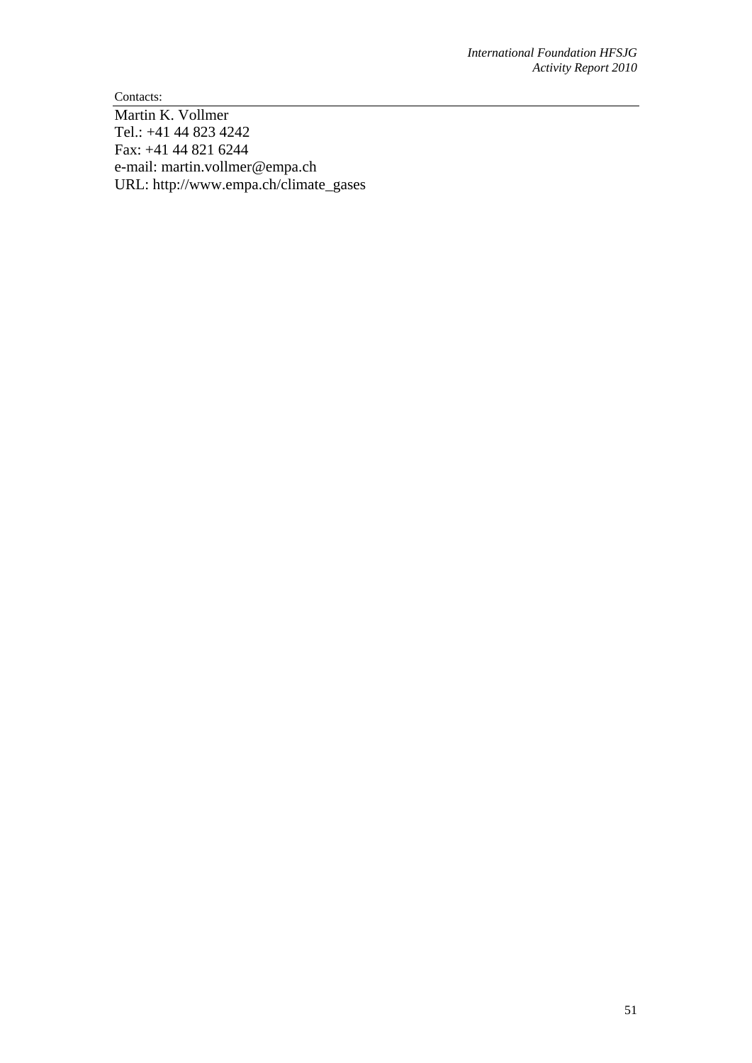Contacts:

Martin K. Vollmer
Tel.: +41 44 823 4242
Fax: +41 44 821 6244
e-mail: martin.vollmer@empa.ch
URL: http://www.empa.ch/climate_gases